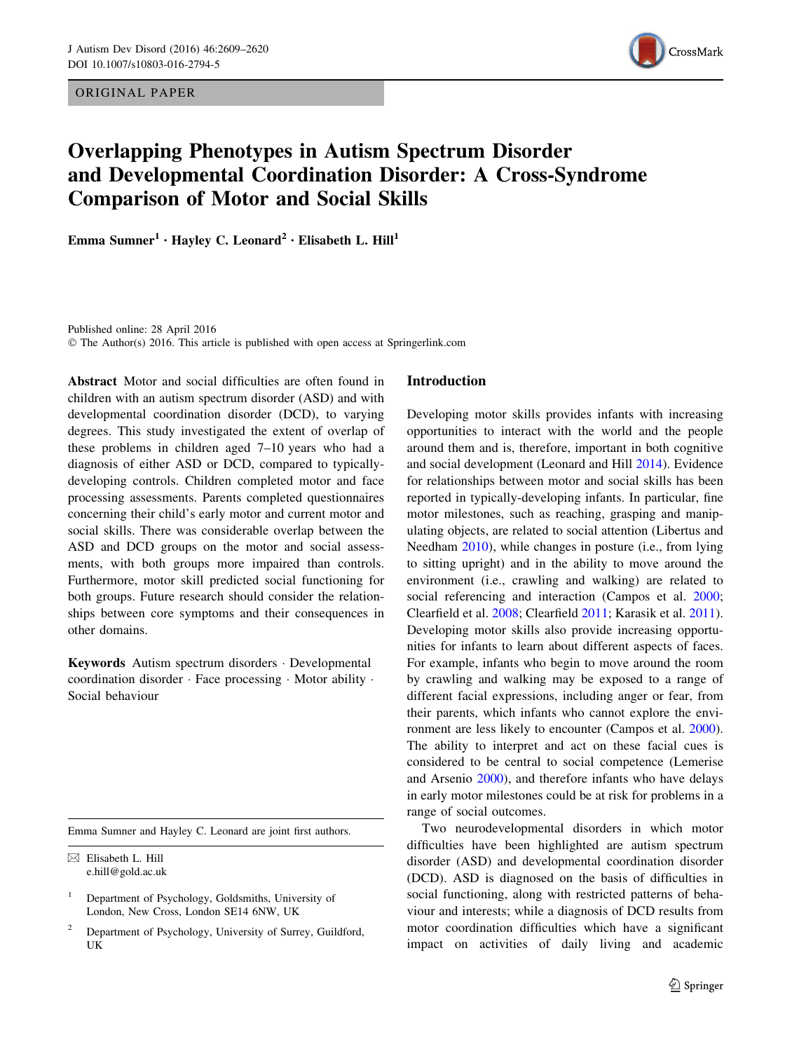ORIGINAL PAPER

# Overlapping Phenotypes in Autism Spectrum Disorder and Developmental Coordination Disorder: A Cross-Syndrome Comparison of Motor and Social Skills

**Emma Sumner[1] · Hayley C. Leonard[2] · Elisabeth L. Hill[1]**

Published online: 28 April 2016
© The Author(s) 2016. This article is published with open access at Springerlink.com

**Abstract** Motor and social difficulties are often found in children with an autism spectrum disorder (ASD) and with developmental coordination disorder (DCD), to varying degrees. This study investigated the extent of overlap of these problems in children aged 7–10 years who had a diagnosis of either ASD or DCD, compared to typically-developing controls. Children completed motor and face processing assessments. Parents completed questionnaires concerning their child's early motor and current motor and social skills. There was considerable overlap between the ASD and DCD groups on the motor and social assessments, with both groups more impaired than controls. Furthermore, motor skill predicted social functioning for both groups. Future research should consider the relationships between core symptoms and their consequences in other domains.

**Keywords** Autism spectrum disorders · Developmental coordination disorder · Face processing · Motor ability · Social behaviour

Emma Sumner and Hayley C. Leonard are joint first authors.

✉ Elisabeth L. Hill
e.hill@gold.ac.uk

[1] Department of Psychology, Goldsmiths, University of London, New Cross, London SE14 6NW, UK

[2] Department of Psychology, University of Surrey, Guildford, UK

## Introduction

Developing motor skills provides infants with increasing opportunities to interact with the world and the people around them and is, therefore, important in both cognitive and social development (Leonard and Hill 2014). Evidence for relationships between motor and social skills has been reported in typically-developing infants. In particular, fine motor milestones, such as reaching, grasping and manipulating objects, are related to social attention (Libertus and Needham 2010), while changes in posture (i.e., from lying to sitting upright) and in the ability to move around the environment (i.e., crawling and walking) are related to social referencing and interaction (Campos et al. 2000; Clearfield et al. 2008; Clearfield 2011; Karasik et al. 2011). Developing motor skills also provide increasing opportunities for infants to learn about different aspects of faces. For example, infants who begin to move around the room by crawling and walking may be exposed to a range of different facial expressions, including anger or fear, from their parents, which infants who cannot explore the environment are less likely to encounter (Campos et al. 2000). The ability to interpret and act on these facial cues is considered to be central to social competence (Lemerise and Arsenio 2000), and therefore infants who have delays in early motor milestones could be at risk for problems in a range of social outcomes.

Two neurodevelopmental disorders in which motor difficulties have been highlighted are autism spectrum disorder (ASD) and developmental coordination disorder (DCD). ASD is diagnosed on the basis of difficulties in social functioning, along with restricted patterns of behaviour and interests; while a diagnosis of DCD results from motor coordination difficulties which have a significant impact on activities of daily living and academic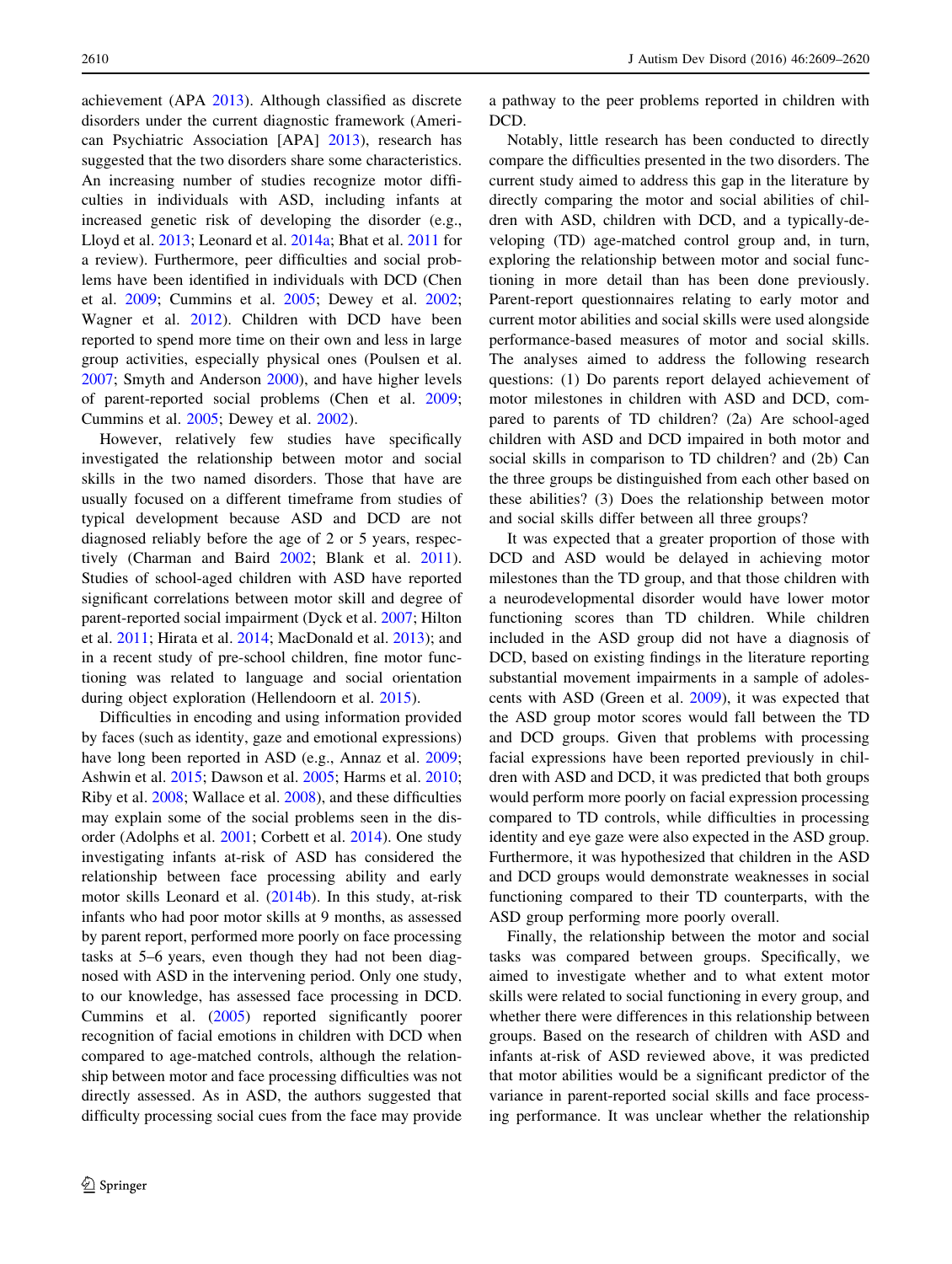achievement (APA 2013). Although classified as discrete disorders under the current diagnostic framework (American Psychiatric Association [APA] 2013), research has suggested that the two disorders share some characteristics. An increasing number of studies recognize motor difficulties in individuals with ASD, including infants at increased genetic risk of developing the disorder (e.g., Lloyd et al. 2013; Leonard et al. 2014a; Bhat et al. 2011 for a review). Furthermore, peer difficulties and social problems have been identified in individuals with DCD (Chen et al. 2009; Cummins et al. 2005; Dewey et al. 2002; Wagner et al. 2012). Children with DCD have been reported to spend more time on their own and less in large group activities, especially physical ones (Poulsen et al. 2007; Smyth and Anderson 2000), and have higher levels of parent-reported social problems (Chen et al. 2009; Cummins et al. 2005; Dewey et al. 2002).

However, relatively few studies have specifically investigated the relationship between motor and social skills in the two named disorders. Those that are usually focused on a different timeframe from studies of typical development because ASD and DCD are not diagnosed reliably before the age of 2 or 5 years, respectively (Charman and Baird 2002; Blank et al. 2011). Studies of school-aged children with ASD have reported significant correlations between motor skill and degree of parent-reported social impairment (Dyck et al. 2007; Hilton et al. 2011; Hirata et al. 2014; MacDonald et al. 2013); and in a recent study of pre-school children, fine motor functioning was related to language and social orientation during object exploration (Hellendoorn et al. 2015).

Difficulties in encoding and using information provided by faces (such as identity, gaze and emotional expressions) have long been reported in ASD (e.g., Annaz et al. 2009; Ashwin et al. 2015; Dawson et al. 2005; Harms et al. 2010; Riby et al. 2008; Wallace et al. 2008), and these difficulties may explain some of the social problems seen in the disorder (Adolphs et al. 2001; Corbett et al. 2014). One study investigating infants at-risk of ASD has considered the relationship between face processing ability and early motor skills Leonard et al. (2014b). In this study, at-risk infants who had poor motor skills at 9 months, as assessed by parent report, performed more poorly on face processing tasks at 5–6 years, even though they had not been diagnosed with ASD in the intervening period. Only one study, to our knowledge, has assessed face processing in DCD. Cummins et al. (2005) reported significantly poorer recognition of facial emotions in children with DCD when compared to age-matched controls, although the relationship between motor and face processing difficulties was not directly assessed. As in ASD, the authors suggested that difficulty processing social cues from the face may provide a pathway to the peer problems reported in children with DCD.

Notably, little research has been conducted to directly compare the difficulties presented in the two disorders. The current study aimed to address this gap in the literature by directly comparing the motor and social abilities of children with ASD, children with DCD, and a typically-developing (TD) age-matched control group and, in turn, exploring the relationship between motor and social functioning in more detail than has been done previously. Parent-report questionnaires relating to early motor and current motor abilities and social skills were used alongside performance-based measures of motor and social skills. The analyses aimed to address the following research questions: (1) Do parents report delayed achievement of motor milestones in children with ASD and DCD, compared to parents of TD children? (2a) Are school-aged children with ASD and DCD impaired in both motor and social skills in comparison to TD children? and (2b) Can the three groups be distinguished from each other based on these abilities? (3) Does the relationship between motor and social skills differ between all three groups?

It was expected that a greater proportion of those with DCD and ASD would be delayed in achieving motor milestones than the TD group, and that those children with a neurodevelopmental disorder would have lower motor functioning scores than TD children. While children included in the ASD group did not have a diagnosis of DCD, based on existing findings in the literature reporting substantial movement impairments in a sample of adolescents with ASD (Green et al. 2009), it was expected that the ASD group motor scores would fall between the TD and DCD groups. Given that problems with processing facial expressions have been reported previously in children with ASD and DCD, it was predicted that both groups would perform more poorly on facial expression processing compared to TD controls, while difficulties in processing identity and eye gaze were also expected in the ASD group. Furthermore, it was hypothesized that children in the ASD and DCD groups would demonstrate weaknesses in social functioning compared to their TD counterparts, with the ASD group performing more poorly overall.

Finally, the relationship between the motor and social tasks was compared between groups. Specifically, we aimed to investigate whether and to what extent motor skills were related to social functioning in every group, and whether there were differences in this relationship between groups. Based on the research of children with ASD and infants at-risk of ASD reviewed above, it was predicted that motor abilities would be a significant predictor of the variance in parent-reported social skills and face processing performance. It was unclear whether the relationship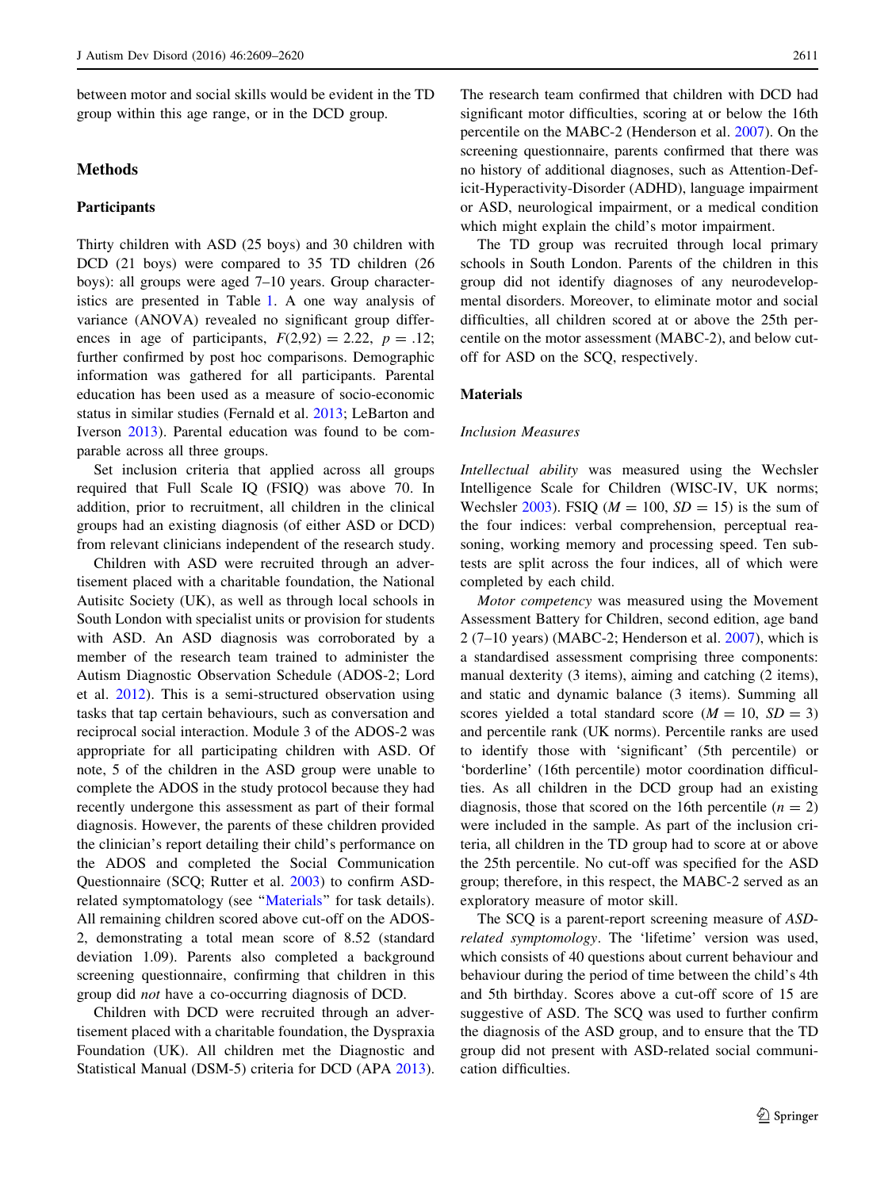between motor and social skills would be evident in the TD group within this age range, or in the DCD group.

## Methods

### Participants

Thirty children with ASD (25 boys) and 30 children with DCD (21 boys) were compared to 35 TD children (26 boys): all groups were aged 7–10 years. Group characteristics are presented in Table 1. A one way analysis of variance (ANOVA) revealed no significant group differences in age of participants, $F(2,92) = 2.22$, $p = .12$; further confirmed by post hoc comparisons. Demographic information was gathered for all participants. Parental education has been used as a measure of socio-economic status in similar studies (Fernald et al. 2013; LeBarton and Iverson 2013). Parental education was found to be comparable across all three groups.

Set inclusion criteria that applied across all groups required that Full Scale IQ (FSIQ) was above 70. In addition, prior to recruitment, all children in the clinical groups had an existing diagnosis (of either ASD or DCD) from relevant clinicians independent of the research study.

Children with ASD were recruited through an advertisement placed with a charitable foundation, the National Autisitc Society (UK), as well as through local schools in South London with specialist units or provision for students with ASD. An ASD diagnosis was corroborated by a member of the research team trained to administer the Autism Diagnostic Observation Schedule (ADOS-2; Lord et al. 2012). This is a semi-structured observation using tasks that tap certain behaviours, such as conversation and reciprocal social interaction. Module 3 of the ADOS-2 was appropriate for all participating children with ASD. Of note, 5 of the children in the ASD group were unable to complete the ADOS in the study protocol because they had recently undergone this assessment as part of their formal diagnosis. However, the parents of these children provided the clinician's report detailing their child's performance on the ADOS and completed the Social Communication Questionnaire (SCQ; Rutter et al. 2003) to confirm ASD-related symptomatology (see "Materials" for task details). All remaining children scored above cut-off on the ADOS-2, demonstrating a total mean score of 8.52 (standard deviation 1.09). Parents also completed a background screening questionnaire, confirming that children in this group did *not* have a co-occurring diagnosis of DCD.

Children with DCD were recruited through an advertisement placed with a charitable foundation, the Dyspraxia Foundation (UK). All children met the Diagnostic and Statistical Manual (DSM-5) criteria for DCD (APA 2013). The research team confirmed that children with DCD had significant motor difficulties, scoring at or below the 16th percentile on the MABC-2 (Henderson et al. 2007). On the screening questionnaire, parents confirmed that there was no history of additional diagnoses, such as Attention-Deficit-Hyperactivity-Disorder (ADHD), language impairment or ASD, neurological impairment, or a medical condition which might explain the child's motor impairment.

The TD group was recruited through local primary schools in South London. Parents of the children in this group did not identify diagnoses of any neurodevelopmental disorders. Moreover, to eliminate motor and social difficulties, all children scored at or above the 25th percentile on the motor assessment (MABC-2), and below cut-off for ASD on the SCQ, respectively.

### Materials

#### *Inclusion Measures*

*Intellectual ability* was measured using the Wechsler Intelligence Scale for Children (WISC-IV, UK norms; Wechsler 2003). FSIQ ($M = 100$, $SD = 15$) is the sum of the four indices: verbal comprehension, perceptual reasoning, working memory and processing speed. Ten subtests are split across the four indices, all of which were completed by each child.

*Motor competency* was measured using the Movement Assessment Battery for Children, second edition, age band 2 (7–10 years) (MABC-2; Henderson et al. 2007), which is a standardised assessment comprising three components: manual dexterity (3 items), aiming and catching (2 items), and static and dynamic balance (3 items). Summing all scores yielded a total standard score ($M = 10$, $SD = 3$) and percentile rank (UK norms). Percentile ranks are used to identify those with 'significant' (5th percentile) or 'borderline' (16th percentile) motor coordination difficulties. As all children in the DCD group had an existing diagnosis, those that scored on the 16th percentile ($n = 2$) were included in the sample. As part of the inclusion criteria, all children in the TD group had to score at or above the 25th percentile. No cut-off was specified for the ASD group; therefore, in this respect, the MABC-2 served as an exploratory measure of motor skill.

The SCQ is a parent-report screening measure of *ASD-related symptomology*. The 'lifetime' version was used, which consists of 40 questions about current behaviour and behaviour during the period of time between the child's 4th and 5th birthday. Scores above a cut-off score of 15 are suggestive of ASD. The SCQ was used to further confirm the diagnosis of the ASD group, and to ensure that the TD group did not present with ASD-related social communication difficulties.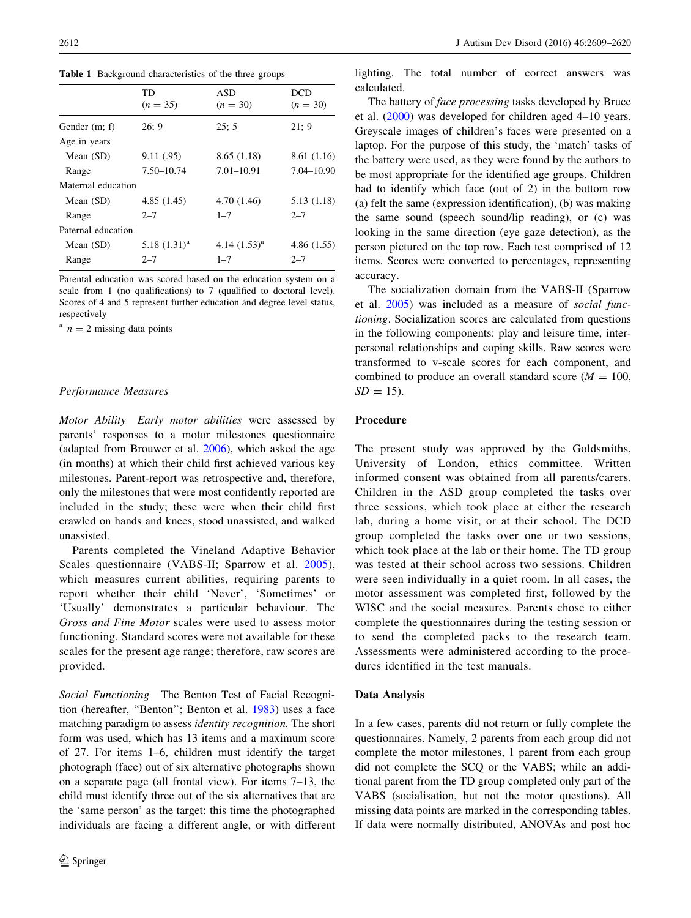**Table 1** Background characteristics of the three groups

| | TD ($n = 35$) | ASD ($n = 30$) | DCD ($n = 30$) |
|---|---|---|---|
| Gender (m; f) | 26; 9 | 25; 5 | 21; 9 |
| Age in years | | | |
| Mean (SD) | 9.11 (.95) | 8.65 (1.18) | 8.61 (1.16) |
| Range | 7.50–10.74 | 7.01–10.91 | 7.04–10.90 |
| Maternal education | | | |
| Mean (SD) | 4.85 (1.45) | 4.70 (1.46) | 5.13 (1.18) |
| Range | 2–7 | 1–7 | 2–7 |
| Paternal education | | | |
| Mean (SD) | 5.18 (1.31)[a] | 4.14 (1.53)[a] | 4.86 (1.55) |
| Range | 2–7 | 1–7 | 2–7 |

Parental education was scored based on the education system on a scale from 1 (no qualifications) to 7 (qualified to doctoral level). Scores of 4 and 5 represent further education and degree level status, respectively

[a] $n = 2$ missing data points

#### Performance Measures

*Motor Ability* *Early motor abilities* were assessed by parents' responses to a motor milestones questionnaire (adapted from Brouwer et al. 2006), which asked the age (in months) at which their child first achieved various key milestones. Parent-report was retrospective and, therefore, only the milestones that were most confidently reported are included in the study; these were when their child first crawled on hands and knees, stood unassisted, and walked unassisted.

Parents completed the Vineland Adaptive Behavior Scales questionnaire (VABS-II; Sparrow et al. 2005), which measures current abilities, requiring parents to report whether their child 'Never', 'Sometimes' or 'Usually' demonstrates a particular behaviour. The *Gross and Fine Motor* scales were used to assess motor functioning. Standard scores were not available for these scales for the present age range; therefore, raw scores are provided.

*Social Functioning* The Benton Test of Facial Recognition (hereafter, "Benton"; Benton et al. 1983) uses a face matching paradigm to assess *identity recognition.* The short form was used, which has 13 items and a maximum score of 27. For items 1–6, children must identify the target photograph (face) out of six alternative photographs shown on a separate page (all frontal view). For items 7–13, the child must identify three out of the six alternatives that are the 'same person' as the target: this time the photographed individuals are facing a different angle, or with different lighting. The total number of correct answers was calculated.

The battery of *face processing* tasks developed by Bruce et al. (2000) was developed for children aged 4–10 years. Greyscale images of children's faces were presented on a laptop. For the purpose of this study, the 'match' tasks of the battery were used, as they were found by the authors to be most appropriate for the identified age groups. Children had to identify which face (out of 2) in the bottom row (a) felt the same (expression identification), (b) was making the same sound (speech sound/lip reading), or (c) was looking in the same direction (eye gaze detection), as the person pictured on the top row. Each test comprised of 12 items. Scores were converted to percentages, representing accuracy.

The socialization domain from the VABS-II (Sparrow et al. 2005) was included as a measure of *social functioning*. Socialization scores are calculated from questions in the following components: play and leisure time, interpersonal relationships and coping skills. Raw scores were transformed to v-scale scores for each component, and combined to produce an overall standard score ($M = 100$, $SD = 15$).

### Procedure

The present study was approved by the Goldsmiths, University of London, ethics committee. Written informed consent was obtained from all parents/carers. Children in the ASD group completed the tasks over three sessions, which took place at either the research lab, during a home visit, or at their school. The DCD group completed the tasks over one or two sessions, which took place at the lab or their home. The TD group was tested at their school across two sessions. Children were seen individually in a quiet room. In all cases, the motor assessment was completed first, followed by the WISC and the social measures. Parents chose to either complete the questionnaires during the testing session or to send the completed packs to the research team. Assessments were administered according to the procedures identified in the test manuals.

### Data Analysis

In a few cases, parents did not return or fully complete the questionnaires. Namely, 2 parents from each group did not complete the motor milestones, 1 parent from each group did not complete the SCQ or the VABS; while an additional parent from the TD group completed only part of the VABS (socialisation, but not the motor questions). All missing data points are marked in the corresponding tables. If data were normally distributed, ANOVAs and post hoc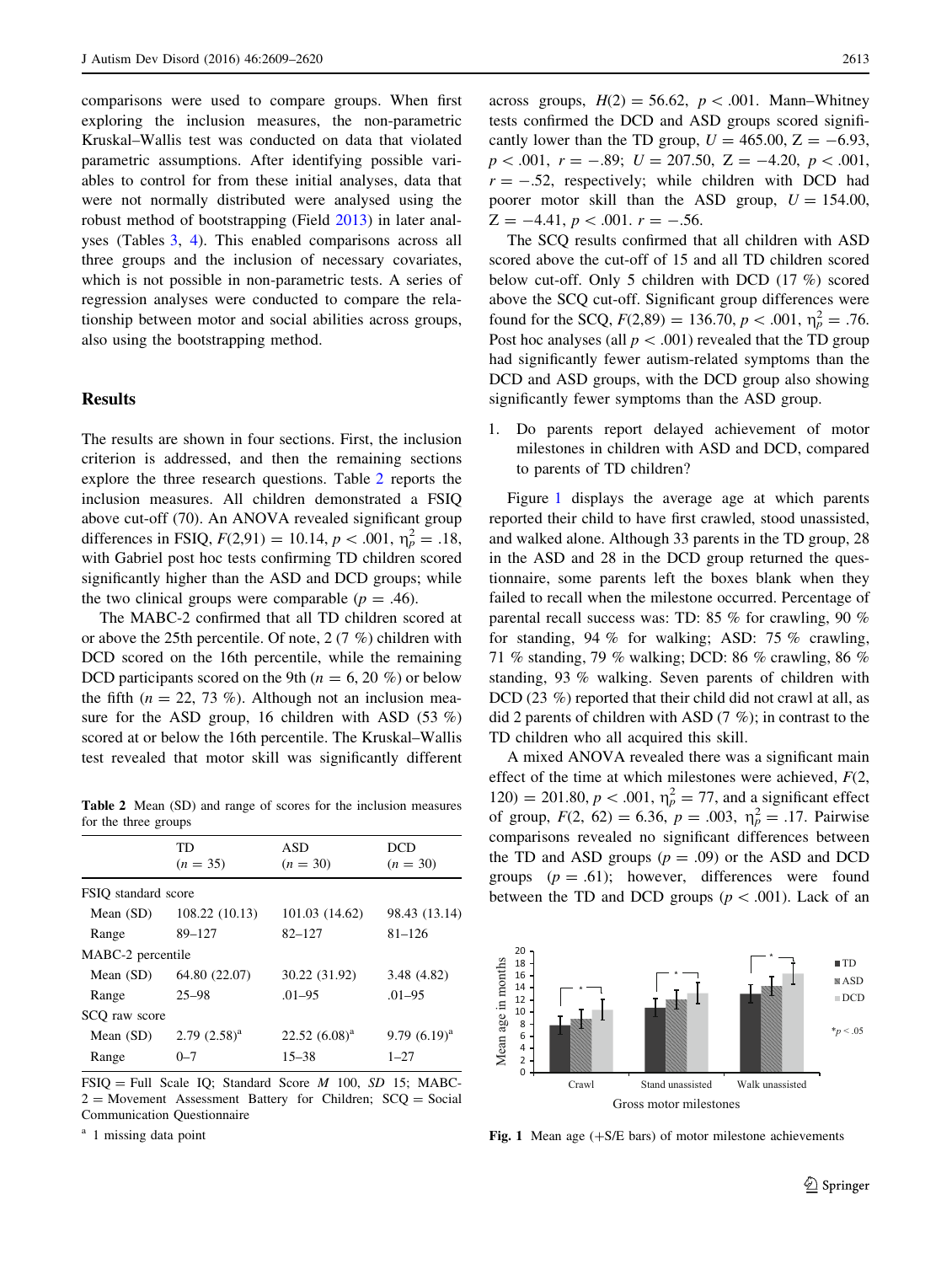comparisons were used to compare groups. When first exploring the inclusion measures, the non-parametric Kruskal–Wallis test was conducted on data that violated parametric assumptions. After identifying possible variables to control for from these initial analyses, data that were not normally distributed were analysed using the robust method of bootstrapping (Field 2013) in later analyses (Tables 3, 4). This enabled comparisons across all three groups and the inclusion of necessary covariates, which is not possible in non-parametric tests. A series of regression analyses were conducted to compare the relationship between motor and social abilities across groups, also using the bootstrapping method.

## Results

The results are shown in four sections. First, the inclusion criterion is addressed, and then the remaining sections explore the three research questions. Table 2 reports the inclusion measures. All children demonstrated a FSIQ above cut-off (70). An ANOVA revealed significant group differences in FSIQ, $F(2,91) = 10.14$, $p < .001$, $\eta_p^2 = .18$, with Gabriel post hoc tests confirming TD children scored significantly higher than the ASD and DCD groups; while the two clinical groups were comparable ($p = .46$).

The MABC-2 confirmed that all TD children scored at or above the 25th percentile. Of note, 2 (7 %) children with DCD scored on the 16th percentile, while the remaining DCD participants scored on the 9th ($n = 6$, 20 %) or below the fifth ($n = 22$, 73 %). Although not an inclusion measure for the ASD group, 16 children with ASD (53 %) scored at or below the 16th percentile. The Kruskal–Wallis test revealed that motor skill was significantly different across groups, $H(2) = 56.62$, $p < .001$. Mann–Whitney tests confirmed the DCD and ASD groups scored significantly lower than the TD group, $U = 465.00$, $Z = -6.93$, $p < .001$, $r = -.89$; $U = 207.50$, $Z = -4.20$, $p < .001$, $r = -.52$, respectively; while children with DCD had poorer motor skill than the ASD group, $U = 154.00$, $Z = -4.41$, $p < .001$. $r = -.56$.

The SCQ results confirmed that all children with ASD scored above the cut-off of 15 and all TD children scored below cut-off. Only 5 children with DCD (17 %) scored above the SCQ cut-off. Significant group differences were found for the SCQ, $F(2,89) = 136.70$, $p < .001$, $\eta_p^2 = .76$. Post hoc analyses (all $p < .001$) revealed that the TD group had significantly fewer autism-related symptoms than the DCD and ASD groups, with the DCD group also showing significantly fewer symptoms than the ASD group.

**Table 2** Mean (SD) and range of scores for the inclusion measures for the three groups

| | TD ($n = 35$) | ASD ($n = 30$) | DCD ($n = 30$) |
|---|---|---|---|
| FSIQ standard score | | | |
| Mean (SD) | 108.22 (10.13) | 101.03 (14.62) | 98.43 (13.14) |
| Range | 89–127 | 82–127 | 81–126 |
| MABC-2 percentile | | | |
| Mean (SD) | 64.80 (22.07) | 30.22 (31.92) | 3.48 (4.82) |
| Range | 25–98 | .01–95 | .01–95 |
| SCQ raw score | | | |
| Mean (SD) | 2.79 (2.58)[a] | 22.52 (6.08)[a] | 9.79 (6.19)[a] |
| Range | 0–7 | 15–38 | 1–27 |

FSIQ = Full Scale IQ; Standard Score *M* 100, *SD* 15; MABC-2 = Movement Assessment Battery for Children; SCQ = Social Communication Questionnaire

[a] 1 missing data point

1. Do parents report delayed achievement of motor milestones in children with ASD and DCD, compared to parents of TD children?

Figure 1 displays the average age at which parents reported their child to have first crawled, stood unassisted, and walked alone. Although 33 parents in the TD group, 28 in the ASD and 28 in the DCD group returned the questionnaire, some parents left the boxes blank when they failed to recall when the milestone occurred. Percentage of parental recall success was: TD: 85 % for crawling, 90 % for standing, 94 % for walking; ASD: 75 % crawling, 71 % standing, 79 % walking; DCD: 86 % crawling, 86 % standing, 93 % walking. Seven parents of children with DCD (23 %) reported that their child did not crawl at all, as did 2 parents of children with ASD (7 %); in contrast to the TD children who all acquired this skill.

A mixed ANOVA revealed there was a significant main effect of the time at which milestones were achieved, $F(2, 120) = 201.80$, $p < .001$, $\eta_p^2 = 77$, and a significant effect of group, $F(2, 62) = 6.36$, $p = .003$, $\eta_p^2 = .17$. Pairwise comparisons revealed no significant differences between the TD and ASD groups ($p = .09$) or the ASD and DCD groups ($p = .61$); however, differences were found between the TD and DCD groups ($p < .001$). Lack of an

**Fig. 1** Mean age (+S/E bars) of motor milestone achievements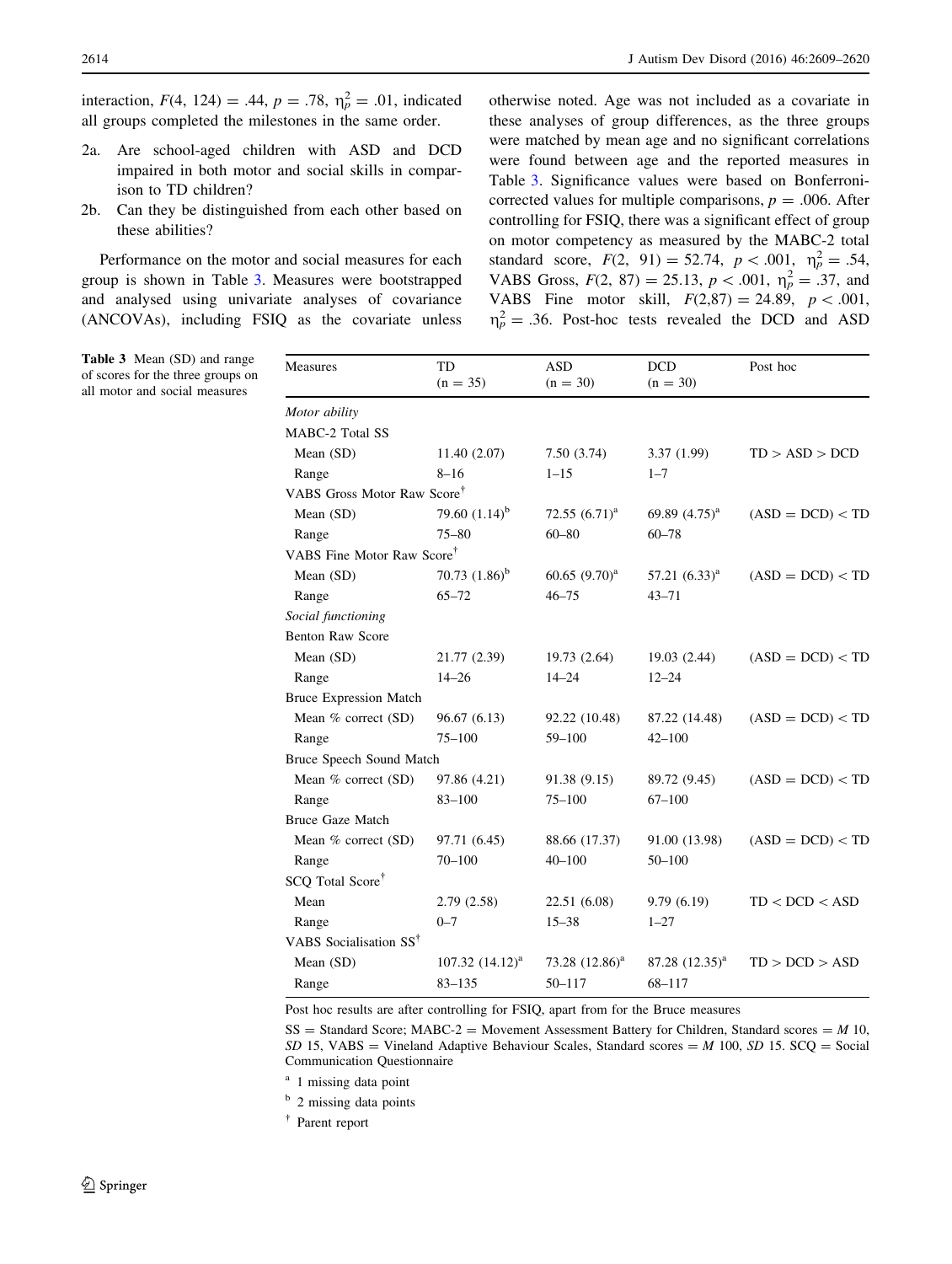interaction, $F(4, 124) = .44$, $p = .78$, $\eta_p^2 = .01$, indicated all groups completed the milestones in the same order.

2a. Are school-aged children with ASD and DCD impaired in both motor and social skills in comparison to TD children?

2b. Can they be distinguished from each other based on these abilities?

Performance on the motor and social measures for each group is shown in Table 3. Measures were bootstrapped and analysed using univariate analyses of covariance (ANCOVAs), including FSIQ as the covariate unless otherwise noted. Age was not included as a covariate in these analyses of group differences, as the three groups were matched by mean age and no significant correlations were found between age and the reported measures in Table 3. Significance values were based on Bonferroni-corrected values for multiple comparisons, $p = .006$. After controlling for FSIQ, there was a significant effect of group on motor competency as measured by the MABC-2 total standard score, $F(2, 91) = 52.74$, $p < .001$, $\eta_p^2 = .54$, VABS Gross, $F(2, 87) = 25.13$, $p < .001$, $\eta_p^2 = .37$, and VABS Fine motor skill, $F(2,87) = 24.89$, $p < .001$, $\eta_p^2 = .36$. Post-hoc tests revealed the DCD and ASD

**Table 3** Mean (SD) and range of scores for the three groups on all motor and social measures

| Measures | TD (n = 35) | ASD (n = 30) | DCD (n = 30) | Post hoc |
|---|---|---|---|---|
| *Motor ability* | | | | |
| MABC-2 Total SS | | | | |
| Mean (SD) | 11.40 (2.07) | 7.50 (3.74) | 3.37 (1.99) | TD > ASD > DCD |
| Range | 8–16 | 1–15 | 1–7 | |
| VABS Gross Motor Raw Score[†] | | | | |
| Mean (SD) | 79.60 (1.14)[b] | 72.55 (6.71)[a] | 69.89 (4.75)[a] | (ASD = DCD) < TD |
| Range | 75–80 | 60–80 | 60–78 | |
| VABS Fine Motor Raw Score[†] | | | | |
| Mean (SD) | 70.73 (1.86)[b] | 60.65 (9.70)[a] | 57.21 (6.33)[a] | (ASD = DCD) < TD |
| Range | 65–72 | 46–75 | 43–71 | |
| *Social functioning* | | | | |
| Benton Raw Score | | | | |
| Mean (SD) | 21.77 (2.39) | 19.73 (2.64) | 19.03 (2.44) | (ASD = DCD) < TD |
| Range | 14–26 | 14–24 | 12–24 | |
| Bruce Expression Match | | | | |
| Mean % correct (SD) | 96.67 (6.13) | 92.22 (10.48) | 87.22 (14.48) | (ASD = DCD) < TD |
| Range | 75–100 | 59–100 | 42–100 | |
| Bruce Speech Sound Match | | | | |
| Mean % correct (SD) | 97.86 (4.21) | 91.38 (9.15) | 89.72 (9.45) | (ASD = DCD) < TD |
| Range | 83–100 | 75–100 | 67–100 | |
| Bruce Gaze Match | | | | |
| Mean % correct (SD) | 97.71 (6.45) | 88.66 (17.37) | 91.00 (13.98) | (ASD = DCD) < TD |
| Range | 70–100 | 40–100 | 50–100 | |
| SCQ Total Score[†] | | | | |
| Mean | 2.79 (2.58) | 22.51 (6.08) | 9.79 (6.19) | TD < DCD < ASD |
| Range | 0–7 | 15–38 | 1–27 | |
| VABS Socialisation SS[†] | | | | |
| Mean (SD) | 107.32 (14.12)[a] | 73.28 (12.86)[a] | 87.28 (12.35)[a] | TD > DCD > ASD |
| Range | 83–135 | 50–117 | 68–117 | |

Post hoc results are after controlling for FSIQ, apart from for the Bruce measures

SS = Standard Score; MABC-2 = Movement Assessment Battery for Children, Standard scores = *M* 10, *SD* 15, VABS = Vineland Adaptive Behaviour Scales, Standard scores = *M* 100, *SD* 15. SCQ = Social Communication Questionnaire

[a] 1 missing data point

[b] 2 missing data points

[†] Parent report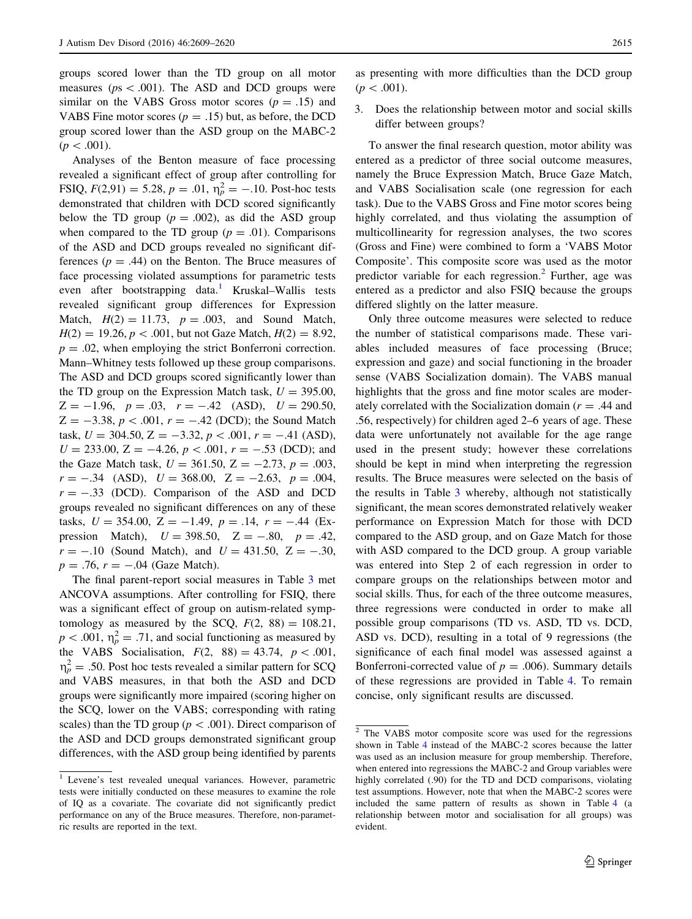groups scored lower than the TD group on all motor measures ($ps < .001$). The ASD and DCD groups were similar on the VABS Gross motor scores ($p = .15$) and VABS Fine motor scores ($p = .15$) but, as before, the DCD group scored lower than the ASD group on the MABC-2 ($p < .001$).

Analyses of the Benton measure of face processing revealed a significant effect of group after controlling for FSIQ, $F(2,91) = 5.28$, $p = .01$, $\eta_p^2 = -.10$. Post-hoc tests demonstrated that children with DCD scored significantly below the TD group ($p = .002$), as did the ASD group when compared to the TD group ($p = .01$). Comparisons of the ASD and DCD groups revealed no significant differences ($p = .44$) on the Benton. The Bruce measures of face processing violated assumptions for parametric tests even after bootstrapping data.[1] Kruskal–Wallis tests revealed significant group differences for Expression Match, $H(2) = 11.73$, $p = .003$, and Sound Match, $H(2) = 19.26, p < .001$, but not Gaze Match, $H(2) = 8.92$, $p = .02$, when employing the strict Bonferroni correction. Mann–Whitney tests followed up these group comparisons. The ASD and DCD groups scored significantly lower than the TD group on the Expression Match task, $U = 395.00$, $Z = -1.96$, $p = .03$, $r = -.42$ (ASD), $U = 290.50$, $Z = -3.38, p < .001, r = -.42$ (DCD); the Sound Match task, $U = 304.50, Z = -3.32, p < .001, r = -.41$ (ASD), $U = 233.00, Z = -4.26, p < .001, r = -.53$ (DCD); and the Gaze Match task, $U = 361.50$, $Z = -2.73$, $p = .003$, $r = -.34$ (ASD), $U = 368.00$, $Z = -2.63$, $p = .004$, $r = -.33$ (DCD). Comparison of the ASD and DCD groups revealed no significant differences on any of these tasks, $U = 354.00$, $Z = -1.49$, $p = .14$, $r = -.44$ (Expression Match), $U = 398.50$, $Z = -.80$, $p = .42$, $r = -.10$ (Sound Match), and $U = 431.50$, $Z = -.30$, $p = .76$, $r = -.04$ (Gaze Match).

The final parent-report social measures in Table 3 met ANCOVA assumptions. After controlling for FSIQ, there was a significant effect of group on autism-related symptomatology as measured by the SCQ, $F(2, 88) = 108.21$, $p < .001$, $\eta_p^2 = .71$, and social functioning as measured by the VABS Socialisation, $F(2, 88) = 43.74$, $p < .001$, $\eta_p^2 = .50$. Post hoc tests revealed a similar pattern for SCQ and VABS measures, in that both the ASD and DCD groups were significantly more impaired (scoring higher on the SCQ, lower on the VABS; corresponding with rating scales) than the TD group ($p < .001$). Direct comparison of the ASD and DCD groups demonstrated significant group differences, with the ASD group being identified by parents as presenting with more difficulties than the DCD group ($p < .001$).

3. Does the relationship between motor and social skills differ between groups?

To answer the final research question, motor ability was entered as a predictor of three social outcome measures, namely the Bruce Expression Match, Bruce Gaze Match, and VABS Socialisation scale (one regression for each task). Due to the VABS Gross and Fine motor scores being highly correlated, and thus violating the assumption of multicollinearity for regression analyses, the two scores (Gross and Fine) were combined to form a 'VABS Motor Composite'. This composite score was used as the motor predictor variable for each regression.[2] Further, age was entered as a predictor and also FSIQ because the groups differed slightly on the latter measure.

Only three outcome measures were selected to reduce the number of statistical comparisons made. These variables included measures of face processing (Bruce; expression and gaze) and social functioning in the broader sense (VABS Socialization domain). The VABS manual highlights that the gross and fine motor scales are moderately correlated with the Socialization domain ($r = .44$ and $.56$, respectively) for children aged 2–6 years of age. These data were unfortunately not available for the age range used in the present study; however these correlations should be kept in mind when interpreting the regression results. The Bruce measures were selected on the basis of the results in Table 3 whereby, although not statistically significant, the mean scores demonstrated relatively weaker performance on Expression Match for those with DCD compared to the ASD group, and on Gaze Match for those with ASD compared to the DCD group. A group variable was entered into Step 2 of each regression in order to compare groups on the relationships between motor and social skills. Thus, for each of the three outcome measures, three regressions were conducted in order to make all possible group comparisons (TD vs. ASD, TD vs. DCD, ASD vs. DCD), resulting in a total of 9 regressions (the significance of each final model was assessed against a Bonferroni-corrected value of $p = .006$). Summary details of these regressions are provided in Table 4. To remain concise, only significant results are discussed.

---

[1] Levene's test revealed unequal variances. However, parametric tests were initially conducted on these measures to examine the role of IQ as a covariate. The covariate did not significantly predict performance on any of the Bruce measures. Therefore, non-parametric results are reported in the text.

[2] The VABS motor composite score was used for the regressions shown in Table 4 instead of the MABC-2 scores because the latter was used as an inclusion measure for group membership. Therefore, when entered into regressions the MABC-2 and Group variables were highly correlated (.90) for the TD and DCD comparisons, violating test assumptions. However, note that when the MABC-2 scores were included the same pattern of results as shown in Table 4 (a relationship between motor and socialisation for all groups) was evident.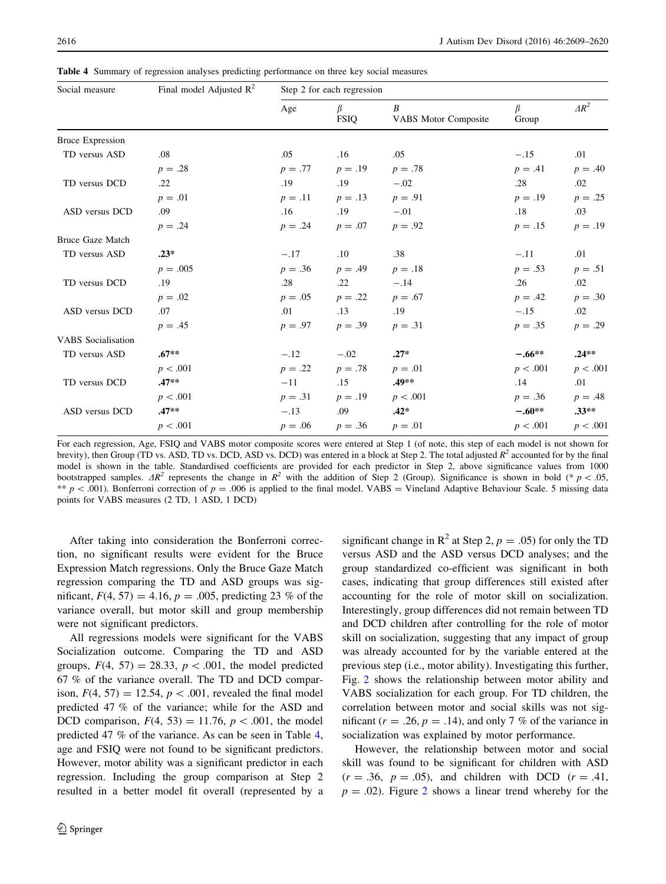**Table 4** Summary of regression analyses predicting performance on three key social measures

| Social measure | Final model Adjusted $R^2$ | Step 2 for each regression | | | | |
|---|---|---|---|---|---|---|
| | | Age | $\beta$ FSIQ | $B$ VABS Motor Composite | $\beta$ Group | $\Delta R^2$ |
| Bruce Expression | | | | | | |
| TD versus ASD | .08 | .05 | .16 | .05 | −.15 | .01 |
| | $p = .28$ | $p = .77$ | $p = .19$ | $p = .78$ | $p = .41$ | $p = .40$ |
| TD versus DCD | .22 | .19 | .19 | −.02 | .28 | .02 |
| | $p = .01$ | $p = .11$ | $p = .13$ | $p = .91$ | $p = .19$ | $p = .25$ |
| ASD versus DCD | .09 | .16 | .19 | −.01 | .18 | .03 |
| | $p = .24$ | $p = .24$ | $p = .07$ | $p = .92$ | $p = .15$ | $p = .19$ |
| Bruce Gaze Match | | | | | | |
| TD versus ASD | **.23*** | −.17 | .10 | .38 | −.11 | .01 |
| | $p = .005$ | $p = .36$ | $p = .49$ | $p = .18$ | $p = .53$ | $p = .51$ |
| TD versus DCD | .19 | .28 | .22 | −.14 | .26 | .02 |
| | $p = .02$ | $p = .05$ | $p = .22$ | $p = .67$ | $p = .42$ | $p = .30$ |
| ASD versus DCD | .07 | .01 | .13 | .19 | −.15 | .02 |
| | $p = .45$ | $p = .97$ | $p = .39$ | $p = .31$ | $p = .35$ | $p = .29$ |
| VABS Socialisation | | | | | | |
| TD versus ASD | **.67**** | −.12 | −.02 | **.27*** | **−.66**** | **.24**** |
| | $p < .001$ | $p = .22$ | $p = .78$ | $p = .01$ | $p < .001$ | $p < .001$ |
| TD versus DCD | **.47**** | −11 | .15 | **.49**** | .14 | .01 |
| | $p < .001$ | $p = .31$ | $p = .19$ | $p < .001$ | $p = .36$ | $p = .48$ |
| ASD versus DCD | **.47**** | −.13 | .09 | **.42*** | **−.60**** | **.33**** |
| | $p < .001$ | $p = .06$ | $p = .36$ | $p = .01$ | $p < .001$ | $p < .001$ |

For each regression, Age, FSIQ and VABS motor composite scores were entered at Step 1 (of note, this step of each model is not shown for brevity), then Group (TD vs. ASD, TD vs. DCD, ASD vs. DCD) was entered in a block at Step 2. The total adjusted $R^2$ accounted for by the final model is shown in the table. Standardised coefficients are provided for each predictor in Step 2, above significance values from 1000 bootstrapped samples. $\Delta R^2$ represents the change in $R^2$ with the addition of Step 2 (Group). Significance is shown in bold (* $p < .05$, ** $p < .001$). Bonferroni correction of $p = .006$ is applied to the final model. VABS = Vineland Adaptive Behaviour Scale. 5 missing data points for VABS measures (2 TD, 1 ASD, 1 DCD)

After taking into consideration the Bonferroni correction, no significant results were evident for the Bruce Expression Match regressions. Only the Bruce Gaze Match regression comparing the TD and ASD groups was significant, $F(4, 57) = 4.16$, $p = .005$, predicting 23 % of the variance overall, but motor skill and group membership were not significant predictors.

All regressions models were significant for the VABS Socialization outcome. Comparing the TD and ASD groups, $F(4, 57) = 28.33$, $p < .001$, the model predicted 67 % of the variance overall. The TD and DCD comparison, $F(4, 57) = 12.54$, $p < .001$, revealed the final model predicted 47 % of the variance; while for the ASD and DCD comparison, $F(4, 53) = 11.76$, $p < .001$, the model predicted 47 % of the variance. As can be seen in Table 4, age and FSIQ were not found to be significant predictors. However, motor ability was a significant predictor in each regression. Including the group comparison at Step 2 resulted in a better model fit overall (represented by a significant change in $R^2$ at Step 2, $p = .05$) for only the TD versus ASD and the ASD versus DCD analyses; and the group standardized co-efficient was significant in both cases, indicating that group differences still existed after accounting for the role of motor skill on socialization. Interestingly, group differences did not remain between TD and DCD children after controlling for the role of motor skill on socialization, suggesting that any impact of group was already accounted for by the variable entered at the previous step (i.e., motor ability). Investigating this further, Fig. 2 shows the relationship between motor ability and VABS socialization for each group. For TD children, the correlation between motor and social skills was not significant ($r = .26$, $p = .14$), and only 7 % of the variance in socialization was explained by motor performance.

However, the relationship between motor and social skill was found to be significant for children with ASD ($r = .36$, $p = .05$), and children with DCD ($r = .41$, $p = .02$). Figure 2 shows a linear trend whereby for the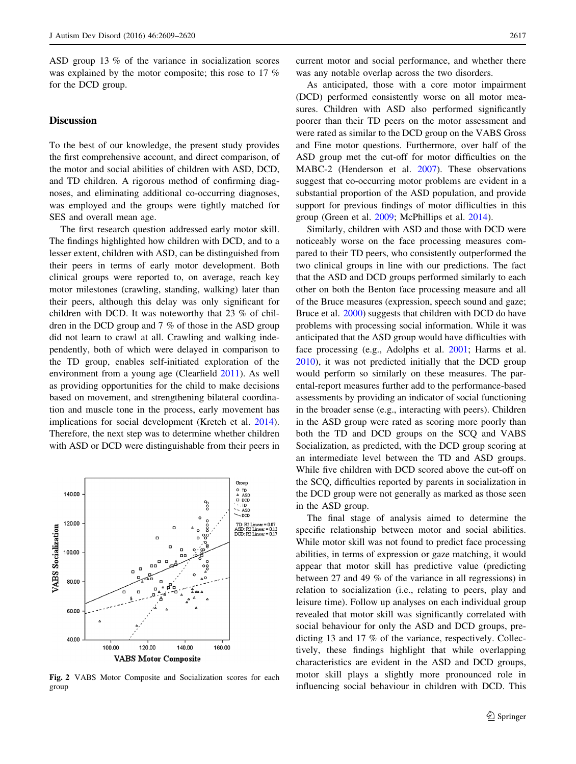ASD group 13 % of the variance in socialization scores was explained by the motor composite; this rose to 17 % for the DCD group.

## Discussion

To the best of our knowledge, the present study provides the first comprehensive account, and direct comparison, of the motor and social abilities of children with ASD, DCD, and TD children. A rigorous method of confirming diagnoses, and eliminating additional co-occurring diagnoses, was employed and the groups were tightly matched for SES and overall mean age.

The first research question addressed early motor skill. The findings highlighted how children with DCD, and to a lesser extent, children with ASD, can be distinguished from their peers in terms of early motor development. Both clinical groups were reported to, on average, reach key motor milestones (crawling, standing, walking) later than their peers, although this delay was only significant for children with DCD. It was noteworthy that 23 % of children in the DCD group and 7 % of those in the ASD group did not learn to crawl at all. Crawling and walking independently, both of which were delayed in comparison to the TD group, enables self-initiated exploration of the environment from a young age (Clearfield 2011). As well as providing opportunities for the child to make decisions based on movement, and strengthening bilateral coordination and muscle tone in the process, early movement has implications for social development (Kretch et al. 2014). Therefore, the next step was to determine whether children with ASD or DCD were distinguishable from their peers in current motor and social performance, and whether there was any notable overlap across the two disorders.

**Fig. 2** VABS Motor Composite and Socialization scores for each group

As anticipated, those with a core motor impairment (DCD) performed consistently worse on all motor measures. Children with ASD also performed significantly poorer than their TD peers on the motor assessment and were rated as similar to the DCD group on the VABS Gross and Fine motor questions. Furthermore, over half of the ASD group met the cut-off for motor difficulties on the MABC-2 (Henderson et al. 2007). These observations suggest that co-occurring motor problems are evident in a substantial proportion of the ASD population, and provide support for previous findings of motor difficulties in this group (Green et al. 2009; McPhillips et al. 2014).

Similarly, children with ASD and those with DCD were noticeably worse on the face processing measures compared to their TD peers, who consistently outperformed the two clinical groups in line with our predictions. The fact that the ASD and DCD groups performed similarly to each other on both the Benton face processing measure and all of the Bruce measures (expression, speech sound and gaze; Bruce et al. 2000) suggests that children with DCD do have problems with processing social information. While it was anticipated that the ASD group would have difficulties with face processing (e.g., Adolphs et al. 2001; Harms et al. 2010), it was not predicted initially that the DCD group would perform so similarly on these measures. The parental-report measures further add to the performance-based assessments by providing an indicator of social functioning in the broader sense (e.g., interacting with peers). Children in the ASD group were rated as scoring more poorly than both the TD and DCD groups on the SCQ and VABS Socialization, as predicted, with the DCD group scoring at an intermediate level between the TD and ASD groups. While five children with DCD scored above the cut-off on the SCQ, difficulties reported by parents in socialization in the DCD group were not generally as marked as those seen in the ASD group.

The final stage of analysis aimed to determine the specific relationship between motor and social abilities. While motor skill was not found to predict face processing abilities, in terms of expression or gaze matching, it would appear that motor skill has predictive value (predicting between 27 and 49 % of the variance in all regressions) in relation to socialization (i.e., relating to peers, play and leisure time). Follow up analyses on each individual group revealed that motor skill was significantly correlated with social behaviour for only the ASD and DCD groups, predicting 13 and 17 % of the variance, respectively. Collectively, these findings highlight that while overlapping characteristics are evident in the ASD and DCD groups, motor skill plays a slightly more pronounced role in influencing social behaviour in children with DCD. This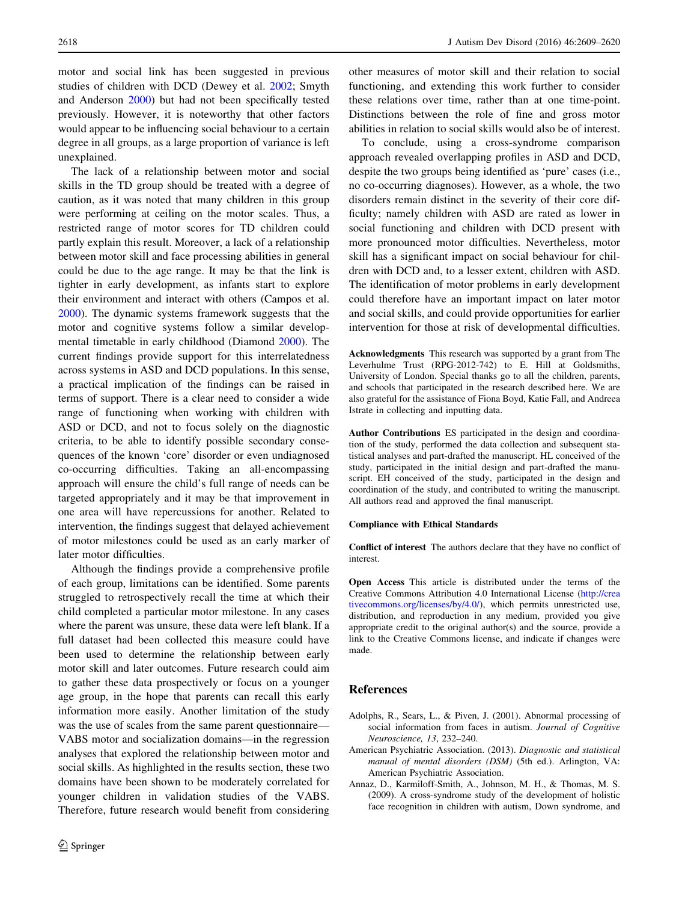motor and social link has been suggested in previous studies of children with DCD (Dewey et al. 2002; Smyth and Anderson 2000) but had not been specifically tested previously. However, it is noteworthy that other factors would appear to be influencing social behaviour to a certain degree in all groups, as a large proportion of variance is left unexplained.

The lack of a relationship between motor and social skills in the TD group should be treated with a degree of caution, as it was noted that many children in this group were performing at ceiling on the motor scales. Thus, a restricted range of motor scores for TD children could partly explain this result. Moreover, a lack of a relationship between motor skill and face processing abilities in general could be due to the age range. It may be that the link is tighter in early development, as infants start to explore their environment and interact with others (Campos et al. 2000). The dynamic systems framework suggests that the motor and cognitive systems follow a similar developmental timetable in early childhood (Diamond 2000). The current findings provide support for this interrelatedness across systems in ASD and DCD populations. In this sense, a practical implication of the findings can be raised in terms of support. There is a clear need to consider a wide range of functioning when working with children with ASD or DCD, and not to focus solely on the diagnostic criteria, to be able to identify possible secondary consequences of the known 'core' disorder or even undiagnosed co-occurring difficulties. Taking an all-encompassing approach will ensure the child's full range of needs can be targeted appropriately and it may be that improvement in one area will have repercussions for another. Related to intervention, the findings suggest that delayed achievement of motor milestones could be used as an early marker of later motor difficulties.

Although the findings provide a comprehensive profile of each group, limitations can be identified. Some parents struggled to retrospectively recall the time at which their child completed a particular motor milestone. In any cases where the parent was unsure, these data were left blank. If a full dataset had been collected this measure could have been used to determine the relationship between early motor skill and later outcomes. Future research could aim to gather these data prospectively or focus on a younger age group, in the hope that parents can recall this early information more easily. Another limitation of the study was the use of scales from the same parent questionnaire—VABS motor and socialization domains—in the regression analyses that explored the relationship between motor and social skills. As highlighted in the results section, these two domains have been shown to be moderately correlated for younger children in validation studies of the VABS. Therefore, future research would benefit from considering other measures of motor skill and their relation to social functioning, and extending this work further to consider these relations over time, rather than at one time-point. Distinctions between the role of fine and gross motor abilities in relation to social skills would also be of interest.

To conclude, using a cross-syndrome comparison approach revealed overlapping profiles in ASD and DCD, despite the two groups being identified as 'pure' cases (i.e., no co-occurring diagnoses). However, as a whole, the two disorders remain distinct in the severity of their core difficulty; namely children with ASD are rated as lower in social functioning and children with DCD present with more pronounced motor difficulties. Nevertheless, motor skill has a significant impact on social behaviour for children with DCD and, to a lesser extent, children with ASD. The identification of motor problems in early development could therefore have an important impact on later motor and social skills, and could provide opportunities for earlier intervention for those at risk of developmental difficulties.

**Acknowledgments** This research was supported by a grant from The Leverhulme Trust (RPG-2012-742) to E. Hill at Goldsmiths, University of London. Special thanks go to all the children, parents, and schools that participated in the research described here. We are also grateful for the assistance of Fiona Boyd, Katie Fall, and Andreea Istrate in collecting and inputting data.

**Author Contributions** ES participated in the design and coordination of the study, performed the data collection and subsequent statistical analyses and part-drafted the manuscript. HL conceived of the study, participated in the initial design and part-drafted the manuscript. EH conceived of the study, participated in the design and coordination of the study, and contributed to writing the manuscript. All authors read and approved the final manuscript.

**Compliance with Ethical Standards**

**Conflict of interest** The authors declare that they have no conflict of interest.

**Open Access** This article is distributed under the terms of the Creative Commons Attribution 4.0 International License (http://creativecommons.org/licenses/by/4.0/), which permits unrestricted use, distribution, and reproduction in any medium, provided you give appropriate credit to the original author(s) and the source, provide a link to the Creative Commons license, and indicate if changes were made.

## References

Adolphs, R., Sears, L., & Piven, J. (2001). Abnormal processing of social information from faces in autism. *Journal of Cognitive Neuroscience, 13*, 232–240.

American Psychiatric Association. (2013). *Diagnostic and statistical manual of mental disorders (DSM)* (5th ed.). Arlington, VA: American Psychiatric Association.

Annaz, D., Karmiloff-Smith, A., Johnson, M. H., & Thomas, M. S. (2009). A cross-syndrome study of the development of holistic face recognition in children with autism, Down syndrome, and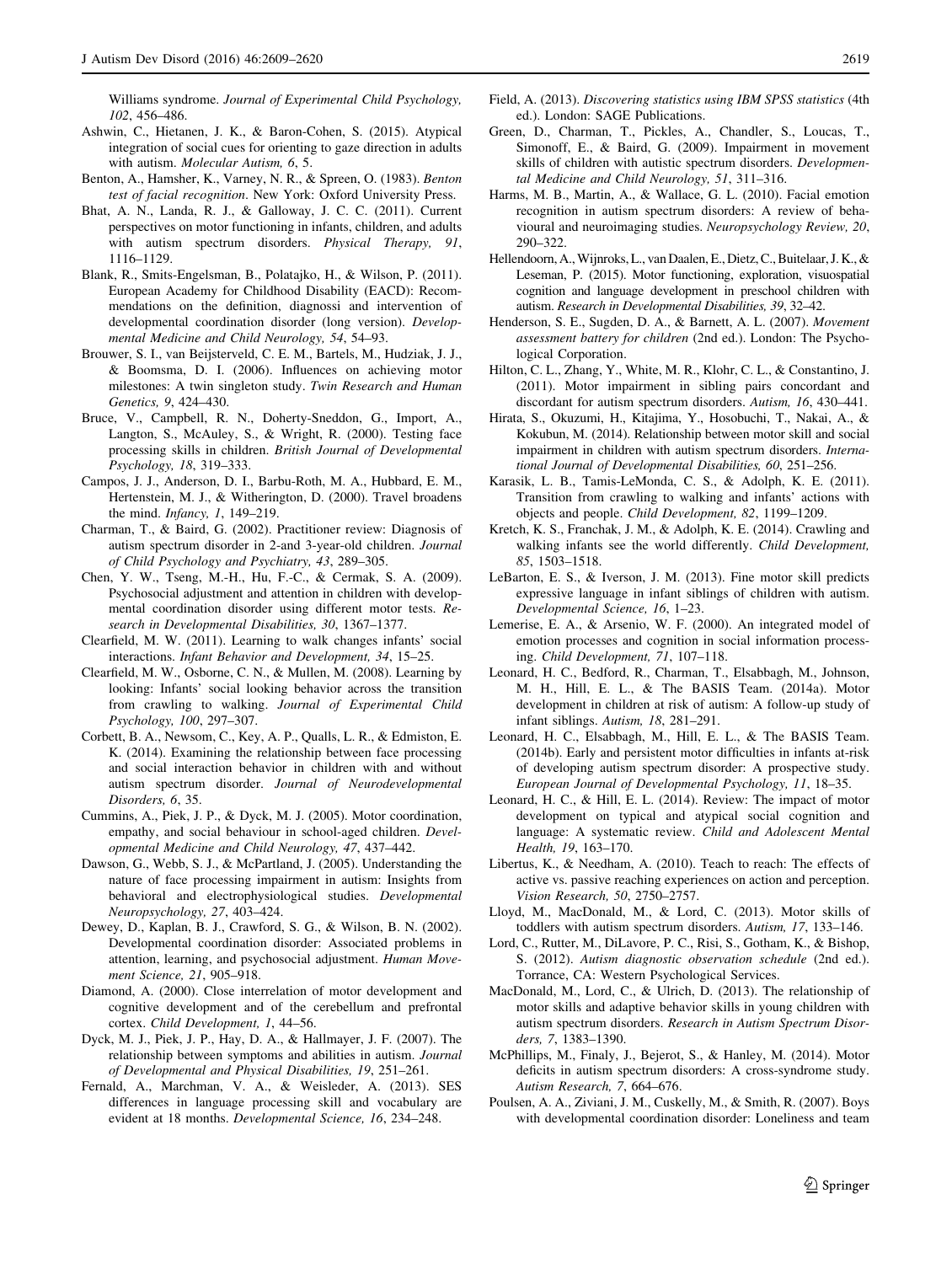Williams syndrome. *Journal of Experimental Child Psychology, 102*, 456–486.

Ashwin, C., Hietanen, J. K., & Baron-Cohen, S. (2015). Atypical integration of social cues for orienting to gaze direction in adults with autism. *Molecular Autism, 6*, 5.

Benton, A., Hamsher, K., Varney, N. R., & Spreen, O. (1983). *Benton test of facial recognition*. New York: Oxford University Press.

Bhat, A. N., Landa, R. J., & Galloway, J. C. C. (2011). Current perspectives on motor functioning in infants, children, and adults with autism spectrum disorders. *Physical Therapy, 91*, 1116–1129.

Blank, R., Smits-Engelsman, B., Polatajko, H., & Wilson, P. (2011). European Academy for Childhood Disability (EACD): Recommendations on the definition, diagnossi and intervention of developmental coordination disorder (long version). *Developmental Medicine and Child Neurology, 54*, 54–93.

Brouwer, S. I., van Beijsterveld, C. E. M., Bartels, M., Hudziak, J. J., & Boomsma, D. I. (2006). Influences on achieving motor milestones: A twin singleton study. *Twin Research and Human Genetics, 9*, 424–430.

Bruce, V., Campbell, R. N., Doherty-Sneddon, G., Import, A., Langton, S., McAuley, S., & Wright, R. (2000). Testing face processing skills in children. *British Journal of Developmental Psychology, 18*, 319–333.

Campos, J. J., Anderson, D. I., Barbu-Roth, M. A., Hubbard, E. M., Hertenstein, M. J., & Witherington, D. (2000). Travel broadens the mind. *Infancy, 1*, 149–219.

Charman, T., & Baird, G. (2002). Practitioner review: Diagnosis of autism spectrum disorder in 2-and 3-year-old children. *Journal of Child Psychology and Psychiatry, 43*, 289–305.

Chen, Y. W., Tseng, M.-H., Hu, F.-C., & Cermak, S. A. (2009). Psychosocial adjustment and attention in children with developmental coordination disorder using different motor tests. *Research in Developmental Disabilities, 30*, 1367–1377.

Clearfield, M. W. (2011). Learning to walk changes infants' social interactions. *Infant Behavior and Development, 34*, 15–25.

Clearfield, M. W., Osborne, C. N., & Mullen, M. (2008). Learning by looking: Infants' social looking behavior across the transition from crawling to walking. *Journal of Experimental Child Psychology, 100*, 297–307.

Corbett, B. A., Newsom, C., Key, A. P., Qualls, L. R., & Edmiston, E. K. (2014). Examining the relationship between face processing and social interaction behavior in children with and without autism spectrum disorder. *Journal of Neurodevelopmental Disorders, 6*, 35.

Cummins, A., Piek, J. P., & Dyck, M. J. (2005). Motor coordination, empathy, and social behaviour in school-aged children. *Developmental Medicine and Child Neurology, 47*, 437–442.

Dawson, G., Webb, S. J., & McPartland, J. (2005). Understanding the nature of face processing impairment in autism: Insights from behavioral and electrophysiological studies. *Developmental Neuropsychology, 27*, 403–424.

Dewey, D., Kaplan, B. J., Crawford, S. G., & Wilson, B. N. (2002). Developmental coordination disorder: Associated problems in attention, learning, and psychosocial adjustment. *Human Movement Science, 21*, 905–918.

Diamond, A. (2000). Close interrelation of motor development and cognitive development and of the cerebellum and prefrontal cortex. *Child Development, 1*, 44–56.

Dyck, M. J., Piek, J. P., Hay, D. A., & Hallmayer, J. F. (2007). The relationship between symptoms and abilities in autism. *Journal of Developmental and Physical Disabilities, 19*, 251–261.

Fernald, A., Marchman, V. A., & Weisleder, A. (2013). SES differences in language processing skill and vocabulary are evident at 18 months. *Developmental Science, 16*, 234–248.

Field, A. (2013). *Discovering statistics using IBM SPSS statistics* (4th ed.). London: SAGE Publications.

Green, D., Charman, T., Pickles, A., Chandler, S., Loucas, T., Simonoff, E., & Baird, G. (2009). Impairment in movement skills of children with autistic spectrum disorders. *Developmental Medicine and Child Neurology, 51*, 311–316.

Harms, M. B., Martin, A., & Wallace, G. L. (2010). Facial emotion recognition in autism spectrum disorders: A review of behavioural and neuroimaging studies. *Neuropsychology Review, 20*, 290–322.

Hellendoorn, A., Wijnroks, L., van Daalen, E., Dietz, C., Buitelaar, J. K., & Leseman, P. (2015). Motor functioning, exploration, visuospatial cognition and language development in preschool children with autism. *Research in Developmental Disabilities, 39*, 32–42.

Henderson, S. E., Sugden, D. A., & Barnett, A. L. (2007). *Movement assessment battery for children* (2nd ed.). London: The Psychological Corporation.

Hilton, C. L., Zhang, Y., White, M. R., Klohr, C. L., & Constantino, J. (2011). Motor impairment in sibling pairs concordant and discordant for autism spectrum disorders. *Autism, 16*, 430–441.

Hirata, S., Okuzumi, H., Kitajima, Y., Hosobuchi, T., Nakai, A., & Kokubun, M. (2014). Relationship between motor skill and social impairment in children with autism spectrum disorders. *International Journal of Developmental Disabilities, 60*, 251–256.

Karasik, L. B., Tamis-LeMonda, C. S., & Adolph, K. E. (2011). Transition from crawling to walking and infants' actions with objects and people. *Child Development, 82*, 1199–1209.

Kretch, K. S., Franchak, J. M., & Adolph, K. E. (2014). Crawling and walking infants see the world differently. *Child Development, 85*, 1503–1518.

LeBarton, E. S., & Iverson, J. M. (2013). Fine motor skill predicts expressive language in infant siblings of children with autism. *Developmental Science, 16*, 1–23.

Lemerise, E. A., & Arsenio, W. F. (2000). An integrated model of emotion processes and cognition in social information processing. *Child Development, 71*, 107–118.

Leonard, H. C., Bedford, R., Charman, T., Elsabbagh, M., Johnson, M. H., Hill, E. L., & The BASIS Team. (2014a). Motor development in children at risk of autism: A follow-up study of infant siblings. *Autism, 18*, 281–291.

Leonard, H. C., Elsabbagh, M., Hill, E. L., & The BASIS Team. (2014b). Early and persistent motor difficulties in infants at-risk of developing autism spectrum disorder: A prospective study. *European Journal of Developmental Psychology, 11*, 18–35.

Leonard, H. C., & Hill, E. L. (2014). Review: The impact of motor development on typical and atypical social cognition and language: A systematic review. *Child and Adolescent Mental Health, 19*, 163–170.

Libertus, K., & Needham, A. (2010). Teach to reach: The effects of active vs. passive reaching experiences on action and perception. *Vision Research, 50*, 2750–2757.

Lloyd, M., MacDonald, M., & Lord, C. (2013). Motor skills of toddlers with autism spectrum disorders. *Autism, 17*, 133–146.

Lord, C., Rutter, M., DiLavore, P. C., Risi, S., Gotham, K., & Bishop, S. (2012). *Autism diagnostic observation schedule* (2nd ed.). Torrance, CA: Western Psychological Services.

MacDonald, M., Lord, C., & Ulrich, D. (2013). The relationship of motor skills and adaptive behavior skills in young children with autism spectrum disorders. *Research in Autism Spectrum Disorders, 7*, 1383–1390.

McPhillips, M., Finaly, J., Bejerot, S., & Hanley, M. (2014). Motor deficits in autism spectrum disorders: A cross-syndrome study. *Autism Research, 7*, 664–676.

Poulsen, A. A., Ziviani, J. M., Cuskelly, M., & Smith, R. (2007). Boys with developmental coordination disorder: Loneliness and team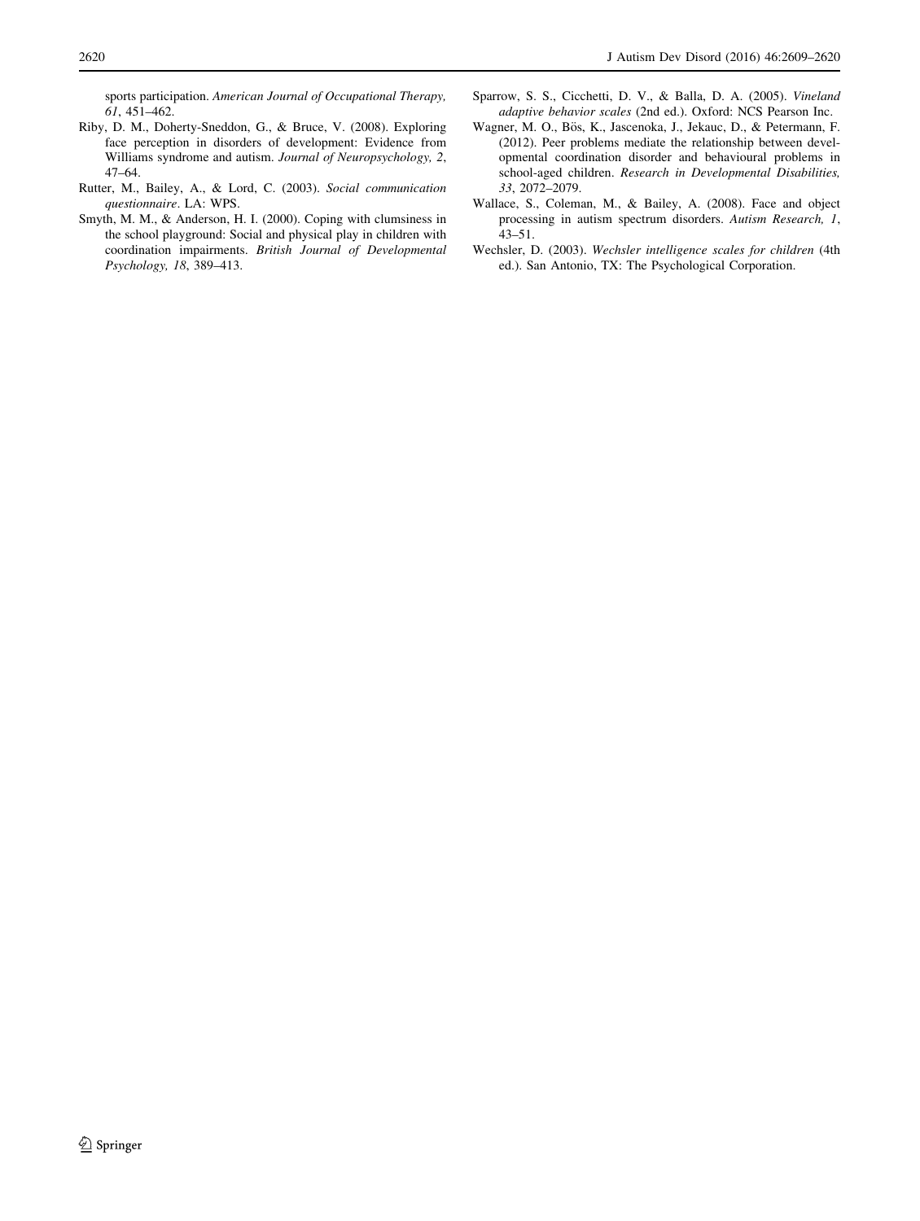sports participation. *American Journal of Occupational Therapy, 61*, 451–462.

Riby, D. M., Doherty-Sneddon, G., & Bruce, V. (2008). Exploring face perception in disorders of development: Evidence from Williams syndrome and autism. *Journal of Neuropsychology, 2*, 47–64.

Rutter, M., Bailey, A., & Lord, C. (2003). *Social communication questionnaire*. LA: WPS.

Smyth, M. M., & Anderson, H. I. (2000). Coping with clumsiness in the school playground: Social and physical play in children with coordination impairments. *British Journal of Developmental Psychology, 18*, 389–413.

Sparrow, S. S., Cicchetti, D. V., & Balla, D. A. (2005). *Vineland adaptive behavior scales* (2nd ed.). Oxford: NCS Pearson Inc.

Wagner, M. O., Bös, K., Jascenoka, J., Jekauc, D., & Petermann, F. (2012). Peer problems mediate the relationship between developmental coordination disorder and behavioural problems in school-aged children. *Research in Developmental Disabilities, 33*, 2072–2079.

Wallace, S., Coleman, M., & Bailey, A. (2008). Face and object processing in autism spectrum disorders. *Autism Research, 1*, 43–51.

Wechsler, D. (2003). *Wechsler intelligence scales for children* (4th ed.). San Antonio, TX: The Psychological Corporation.